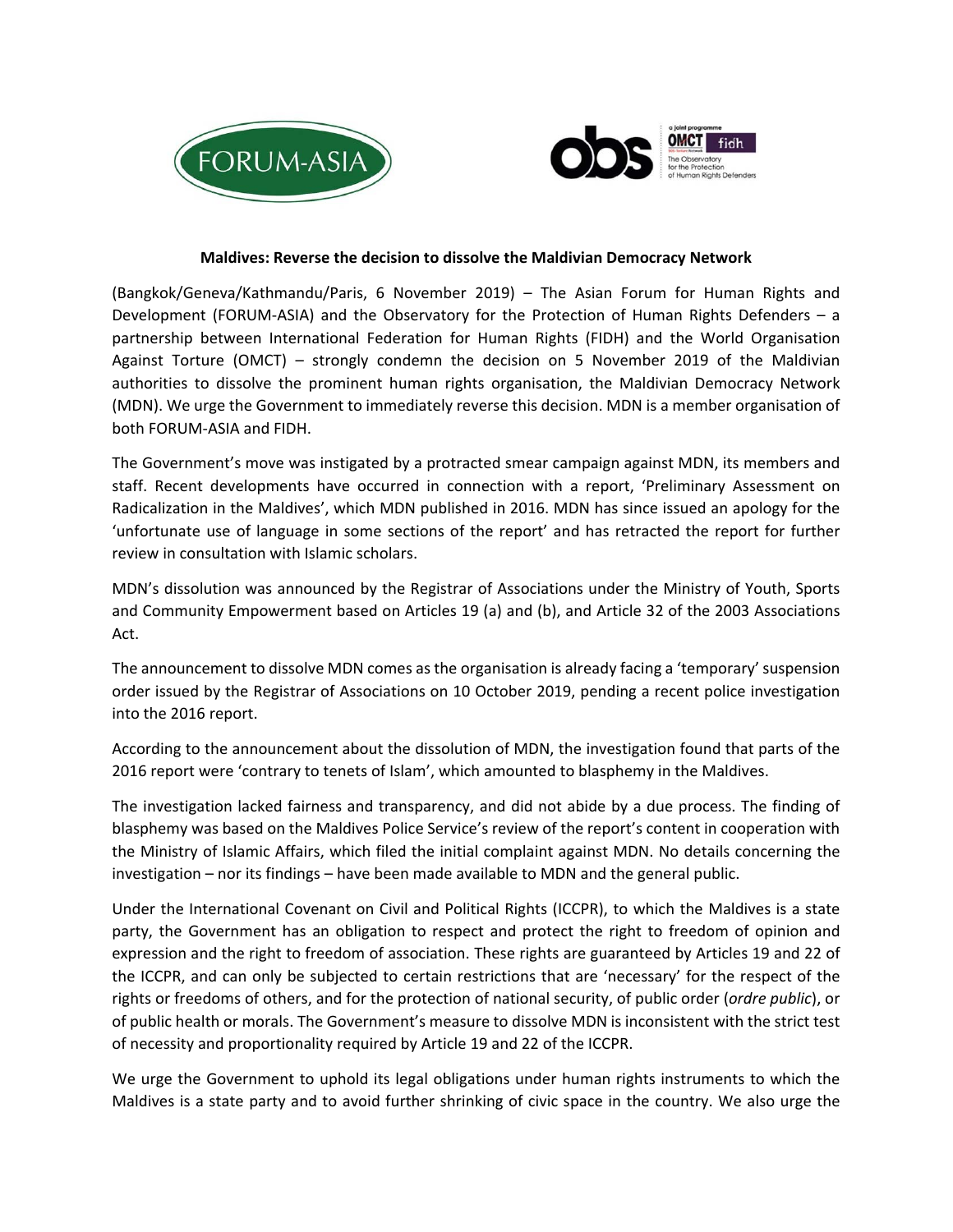**Maldives: Reverse the decision to dissolve the Maldivian Democracy Network**

(Bangkok/Geneva/Kathmandu/Paris, 6 November 2019) – The Asian Forum for Human Rights and Development (FORUM-ASIA) and the Observatory for the Protection of Human Rights Defenders – a partnership between International Federation for Human Rights (FIDH) and the World Organisation Against Torture (OMCT) – strongly condemn the decision on 5 November 2019 of the Maldivian authorities to dissolve the prominent human rights organisation, the Maldivian Democracy Network (MDN). We urge the Government to immediately reverse this decision. MDN is a member organisation of both FORUM-ASIA and FIDH.

The Government's move was instigated by a protracted smear campaign against MDN, its members and staff. Recent developments have occurred in connection with a report, 'Preliminary Assessment on Radicalization in the Maldives', which MDN published in 2016. MDN has since issued an apology for the 'unfortunate use of language in some sections of the report' and has retracted the report for further review in consultation with Islamic scholars.

MDN's dissolution was announced by the Registrar of Associations under the Ministry of Youth, Sports and Community Empowerment based on Articles 19 (a) and (b), and Article 32 of the 2003 Associations Act.

The announcement to dissolve MDN comes as the organisation is already facing a 'temporary' suspension order issued by the Registrar of Associations on 10 October 2019, pending a recent police investigation into the 2016 report.

According to the announcement about the dissolution of MDN, the investigation found that parts of the 2016 report were 'contrary to tenets of Islam', which amounted to blasphemy in the Maldives.

The investigation lacked fairness and transparency, and did not abide by a due process. The finding of blasphemy was based on the Maldives Police Service's review of the report's content in cooperation with the Ministry of Islamic Affairs, which filed the initial complaint against MDN. No details concerning the investigation – nor its findings – have been made available to MDN and the general public.

Under the International Covenant on Civil and Political Rights (ICCPR), to which the Maldives is a state party, the Government has an obligation to respect and protect the right to freedom of opinion and expression and the right to freedom of association. These rights are guaranteed by Articles 19 and 22 of the ICCPR, and can only be subjected to certain restrictions that are 'necessary' for the respect of the rights or freedoms of others, and for the protection of national security, of public order (*ordre public*), or of public health or morals. The Government's measure to dissolve MDN is inconsistent with the strict test of necessity and proportionality required by Article 19 and 22 of the ICCPR.

We urge the Government to uphold its legal obligations under human rights instruments to which the Maldives is a state party and to avoid further shrinking of civic space in the country. We also urge the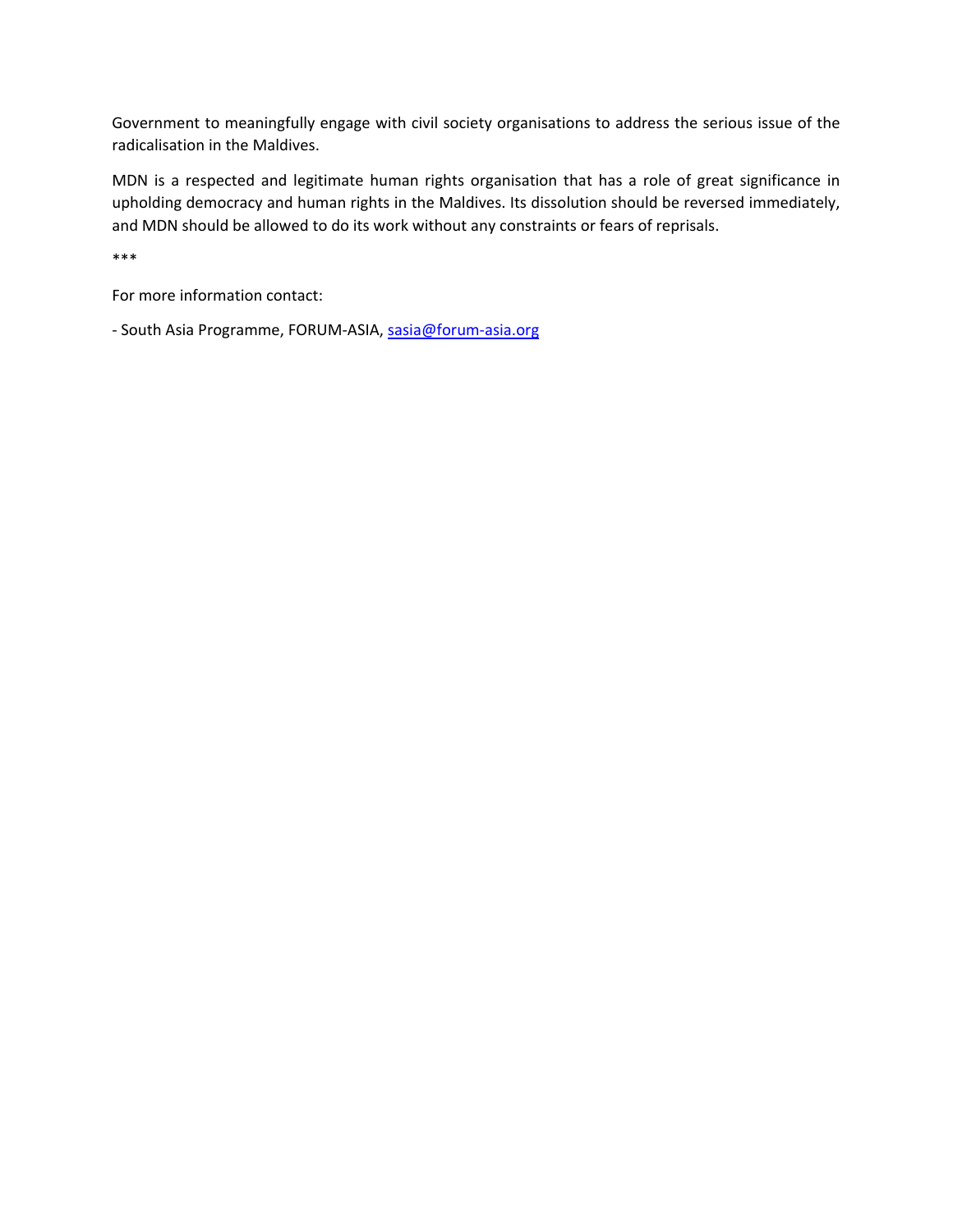Government to meaningfully engage with civil society organisations to address the serious issue of the radicalisation in the Maldives.

MDN is a respected and legitimate human rights organisation that has a role of great significance in upholding democracy and human rights in the Maldives. Its dissolution should be reversed immediately, and MDN should be allowed to do its work without any constraints or fears of reprisals.

***

For more information contact:

- South Asia Programme, FORUM-ASIA, sasia@forum-asia.org